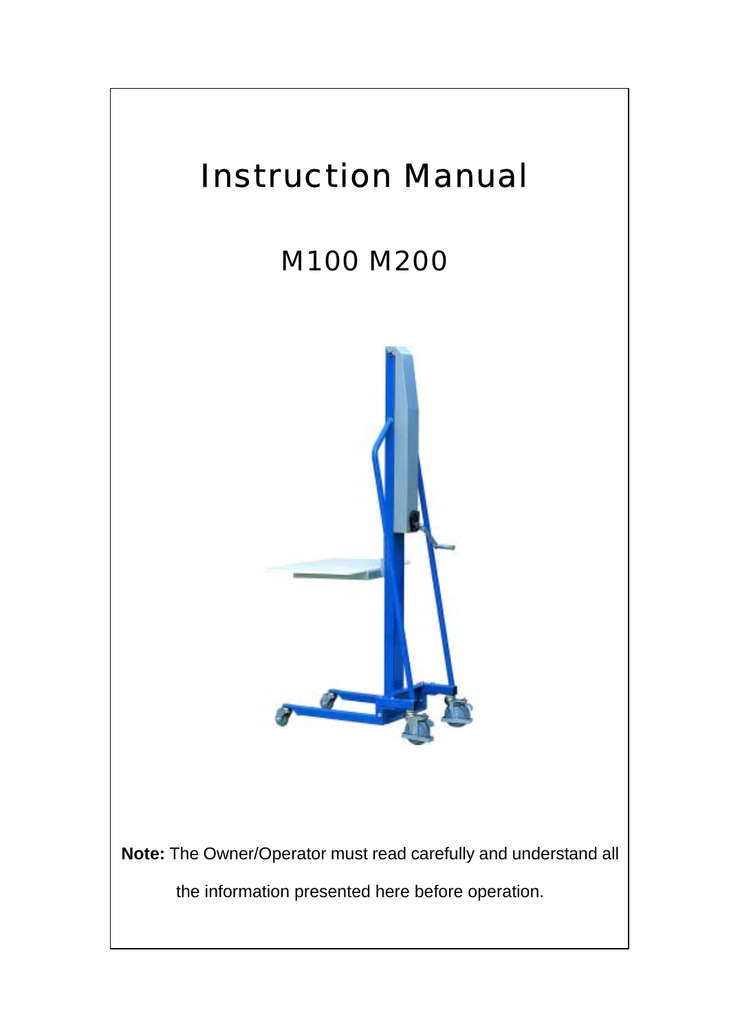# Instruction Manual

## M100 M200

**Note:** The Owner/Operator must read carefully and understand all the information presented here before operation.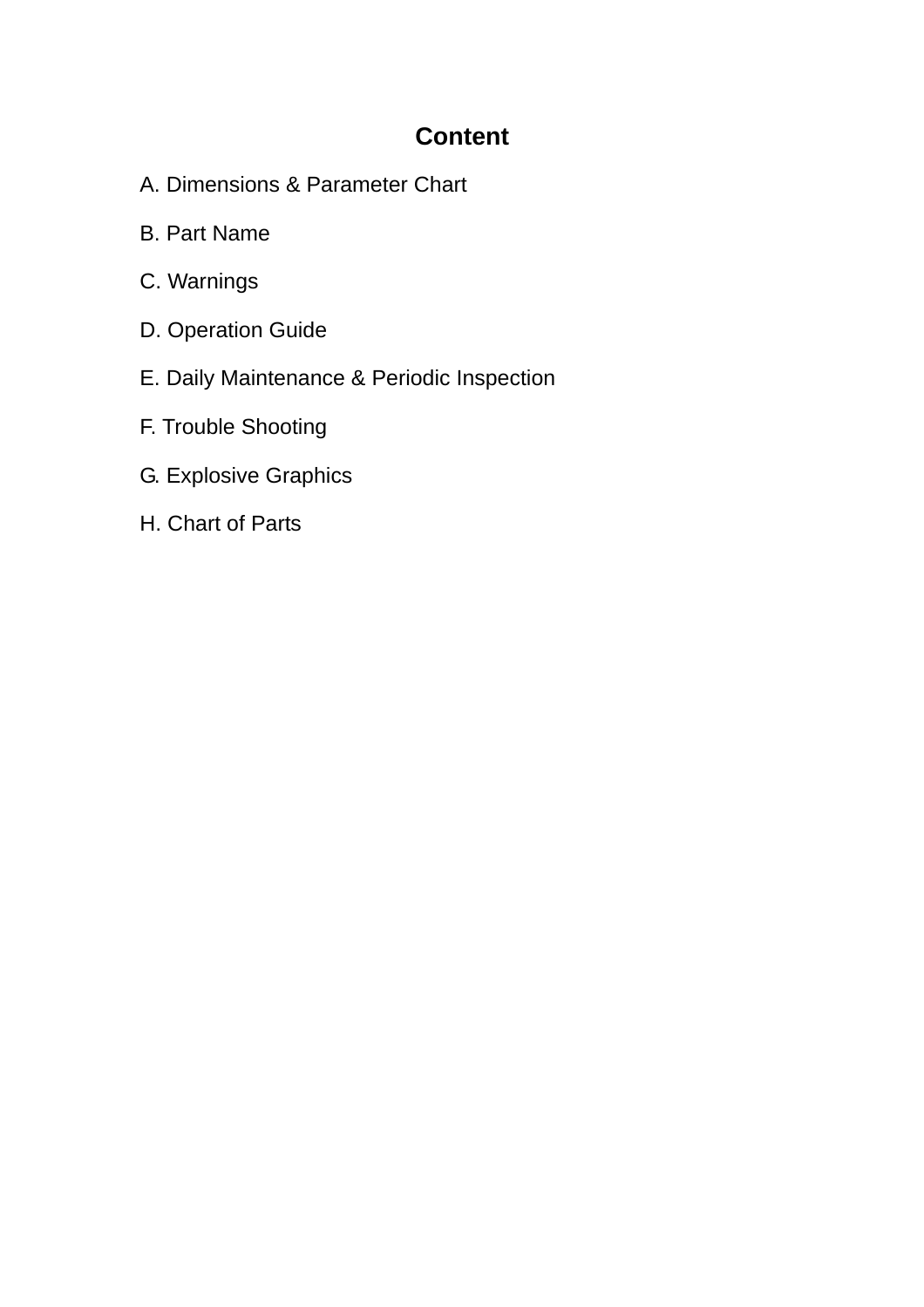# Content

A. Dimensions & Parameter Chart

B. Part Name

C. Warnings

D. Operation Guide

E. Daily Maintenance & Periodic Inspection

F. Trouble Shooting

G. Explosive Graphics

H. Chart of Parts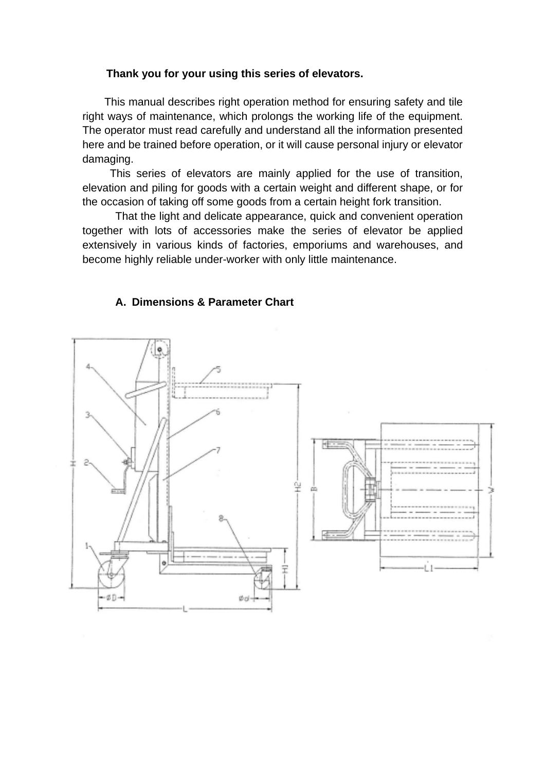**Thank you for your using this series of elevators.**

This manual describes right operation method for ensuring safety and tile right ways of maintenance, which prolongs the working life of the equipment. The operator must read carefully and understand all the information presented here and be trained before operation, or it will cause personal injury or elevator damaging.

This series of elevators are mainly applied for the use of transition, elevation and piling for goods with a certain weight and different shape, or for the occasion of taking off some goods from a certain height fork transition.

That the light and delicate appearance, quick and convenient operation together with lots of accessories make the series of elevator be applied extensively in various kinds of factories, emporiums and warehouses, and become highly reliable under-worker with only little maintenance.

## A. Dimensions & Parameter Chart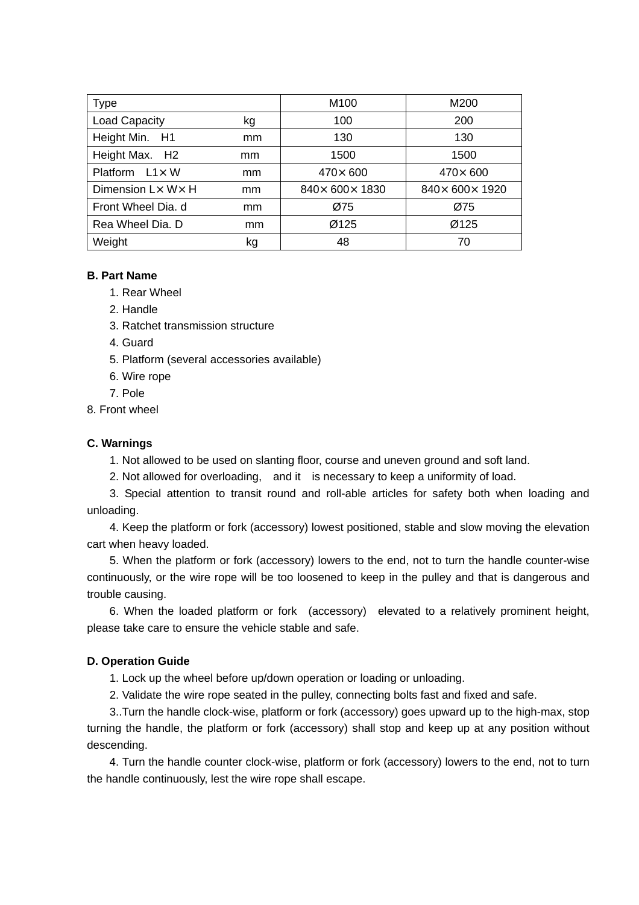| Type | | M100 | M200 |
|---|---|---|---|
| Load Capacity | kg | 100 | 200 |
| Height Min. H1 | mm | 130 | 130 |
| Height Max. H2 | mm | 1500 | 1500 |
| Platform L1× W | mm | 470× 600 | 470× 600 |
| Dimension L× W× H | mm | 840× 600× 1830 | 840× 600× 1920 |
| Front Wheel Dia. d | mm | Ø75 | Ø75 |
| Rea Wheel Dia. D | mm | Ø125 | Ø125 |
| Weight | kg | 48 | 70 |

**B. Part Name**

1. Rear Wheel
2. Handle
3. Ratchet transmission structure
4. Guard
5. Platform (several accessories available)
6. Wire rope
7. Pole
8. Front wheel

**C. Warnings**

1. Not allowed to be used on slanting floor, course and uneven ground and soft land.
2. Not allowed for overloading, and it is necessary to keep a uniformity of load.
3. Special attention to transit round and roll-able articles for safety both when loading and unloading.
4. Keep the platform or fork (accessory) lowest positioned, stable and slow moving the elevation cart when heavy loaded.
5. When the platform or fork (accessory) lowers to the end, not to turn the handle counter-wise continuously, or the wire rope will be too loosened to keep in the pulley and that is dangerous and trouble causing.
6. When the loaded platform or fork (accessory) elevated to a relatively prominent height, please take care to ensure the vehicle stable and safe.

**D. Operation Guide**

1. Lock up the wheel before up/down operation or loading or unloading.
2. Validate the wire rope seated in the pulley, connecting bolts fast and fixed and safe.
3. .Turn the handle clock-wise, platform or fork (accessory) goes upward up to the high-max, stop turning the handle, the platform or fork (accessory) shall stop and keep up at any position without descending.
4. Turn the handle counter clock-wise, platform or fork (accessory) lowers to the end, not to turn the handle continuously, lest the wire rope shall escape.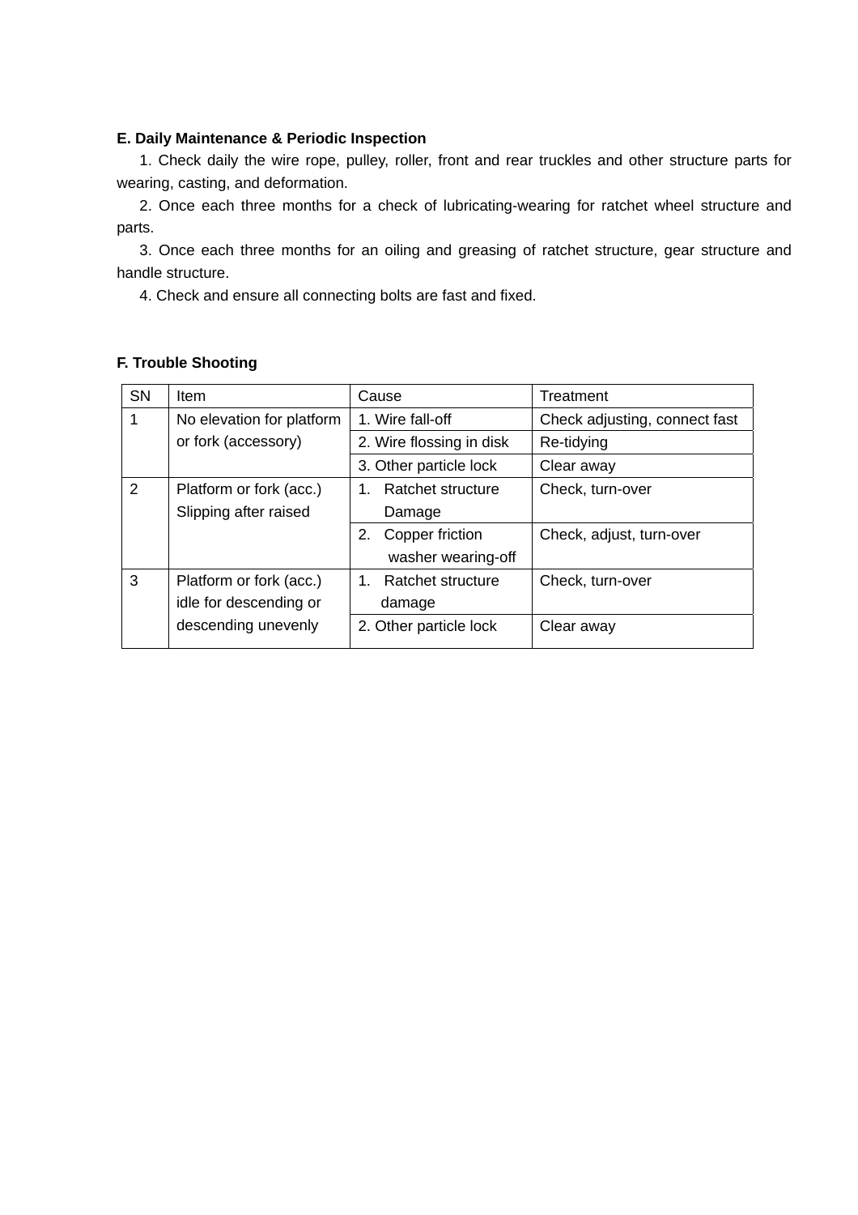**E. Daily Maintenance & Periodic Inspection**

1. Check daily the wire rope, pulley, roller, front and rear truckles and other structure parts for wearing, casting, and deformation.

2. Once each three months for a check of lubricating-wearing for ratchet wheel structure and parts.

3. Once each three months for an oiling and greasing of ratchet structure, gear structure and handle structure.

4. Check and ensure all connecting bolts are fast and fixed.

**F. Trouble Shooting**

| SN | Item | Cause | Treatment |
|---|---|---|---|
| 1 | No elevation for platform or fork (accessory) | 1. Wire fall-off | Check adjusting, connect fast |
| | | 2. Wire flossing in disk | Re-tidying |
| | | 3. Other particle lock | Clear away |
| 2 | Platform or fork (acc.) Slipping after raised | 1. Ratchet structure Damage | Check, turn-over |
| | | 2. Copper friction washer wearing-off | Check, adjust, turn-over |
| 3 | Platform or fork (acc.) idle for descending or descending unevenly | 1. Ratchet structure damage | Check, turn-over |
| | | 2. Other particle lock | Clear away |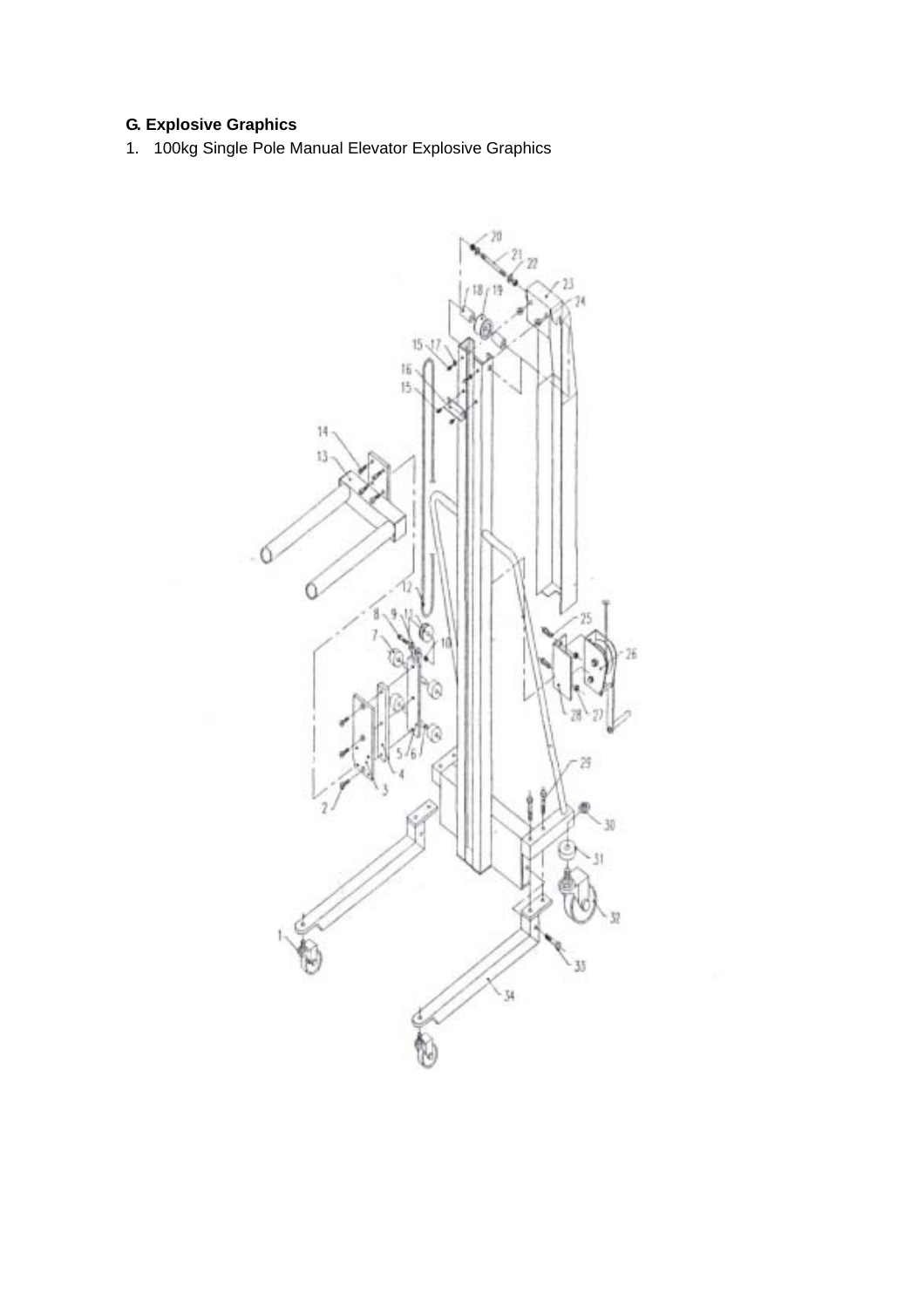**G. Explosive Graphics**

1. 100kg Single Pole Manual Elevator Explosive Graphics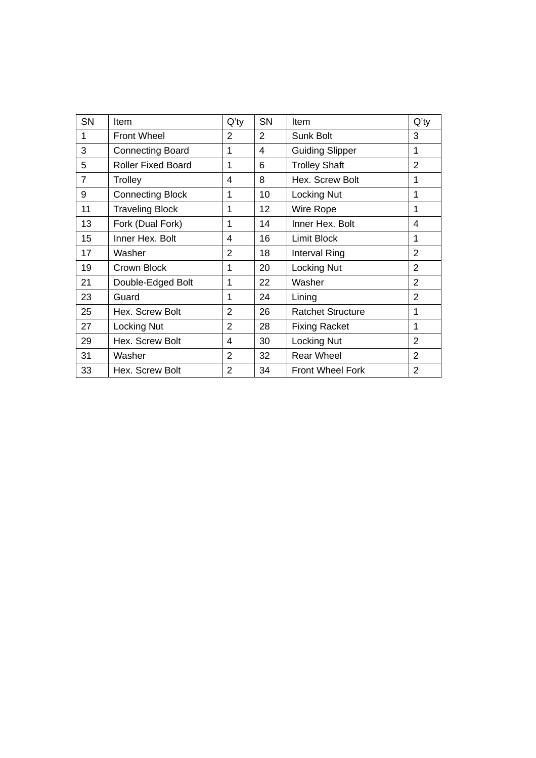| SN | Item | Q'ty | SN | Item | Q'ty |
|---|---|---|---|---|---|
| 1 | Front Wheel | 2 | 2 | Sunk Bolt | 3 |
| 3 | Connecting Board | 1 | 4 | Guiding Slipper | 1 |
| 5 | Roller Fixed Board | 1 | 6 | Trolley Shaft | 2 |
| 7 | Trolley | 4 | 8 | Hex. Screw Bolt | 1 |
| 9 | Connecting Block | 1 | 10 | Locking Nut | 1 |
| 11 | Traveling Block | 1 | 12 | Wire Rope | 1 |
| 13 | Fork (Dual Fork) | 1 | 14 | Inner Hex. Bolt | 4 |
| 15 | Inner Hex. Bolt | 4 | 16 | Limit Block | 1 |
| 17 | Washer | 2 | 18 | Interval Ring | 2 |
| 19 | Crown Block | 1 | 20 | Locking Nut | 2 |
| 21 | Double-Edged Bolt | 1 | 22 | Washer | 2 |
| 23 | Guard | 1 | 24 | Lining | 2 |
| 25 | Hex. Screw Bolt | 2 | 26 | Ratchet Structure | 1 |
| 27 | Locking Nut | 2 | 28 | Fixing Racket | 1 |
| 29 | Hex. Screw Bolt | 4 | 30 | Locking Nut | 2 |
| 31 | Washer | 2 | 32 | Rear Wheel | 2 |
| 33 | Hex. Screw Bolt | 2 | 34 | Front Wheel Fork | 2 |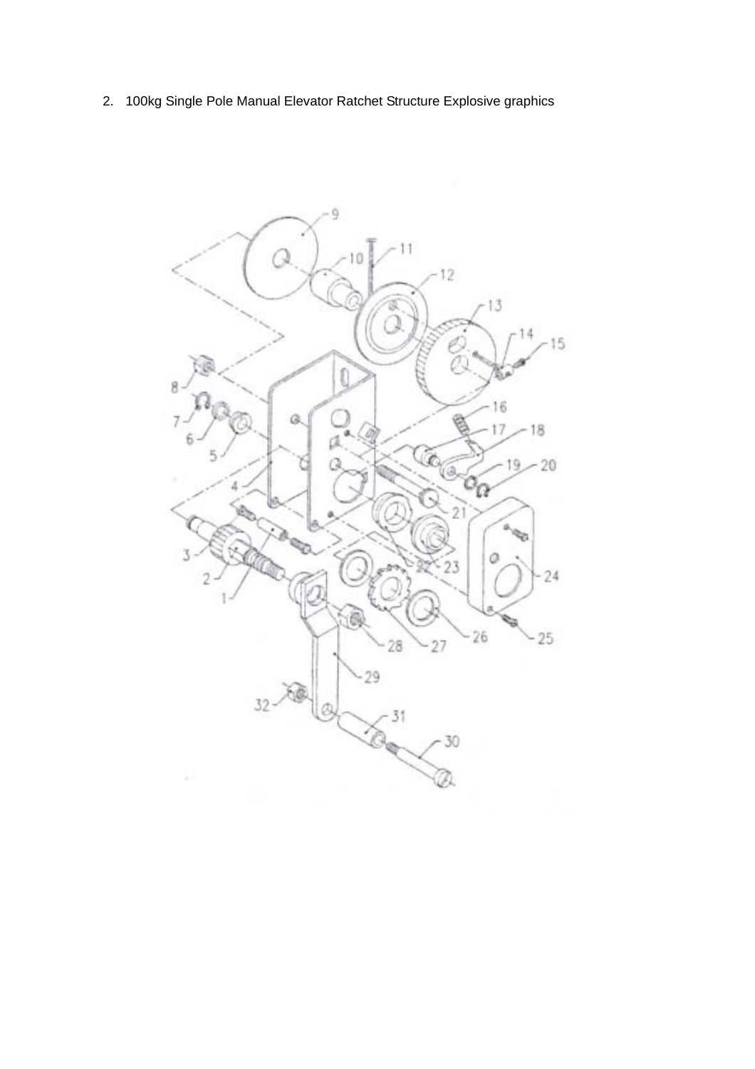2. 100kg Single Pole Manual Elevator Ratchet Structure Explosive graphics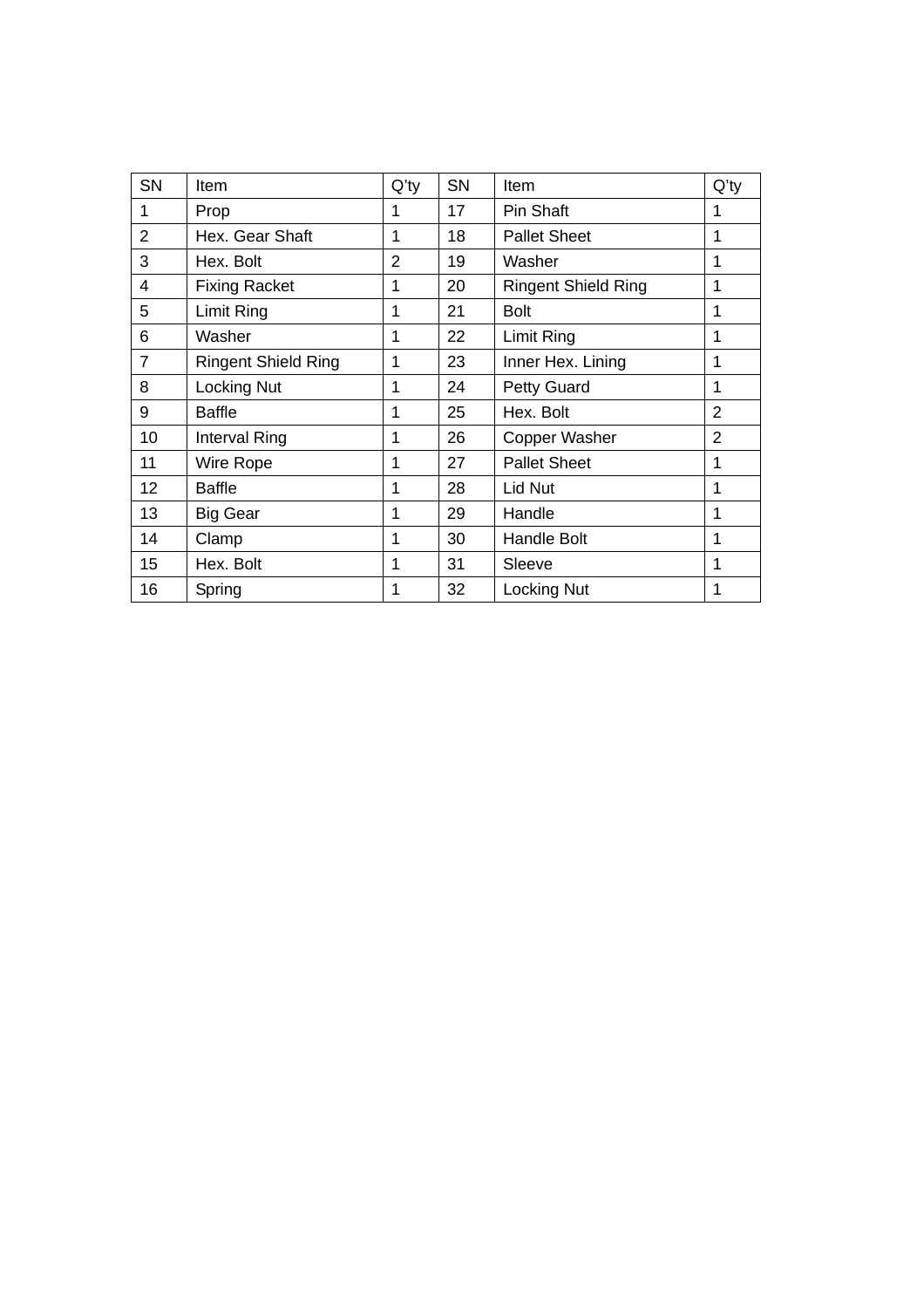| SN | Item | Q'ty | SN | Item | Q'ty |
|---|---|---|---|---|---|
| 1 | Prop | 1 | 17 | Pin Shaft | 1 |
| 2 | Hex. Gear Shaft | 1 | 18 | Pallet Sheet | 1 |
| 3 | Hex. Bolt | 2 | 19 | Washer | 1 |
| 4 | Fixing Racket | 1 | 20 | Ringent Shield Ring | 1 |
| 5 | Limit Ring | 1 | 21 | Bolt | 1 |
| 6 | Washer | 1 | 22 | Limit Ring | 1 |
| 7 | Ringent Shield Ring | 1 | 23 | Inner Hex. Lining | 1 |
| 8 | Locking Nut | 1 | 24 | Petty Guard | 1 |
| 9 | Baffle | 1 | 25 | Hex. Bolt | 2 |
| 10 | Interval Ring | 1 | 26 | Copper Washer | 2 |
| 11 | Wire Rope | 1 | 27 | Pallet Sheet | 1 |
| 12 | Baffle | 1 | 28 | Lid Nut | 1 |
| 13 | Big Gear | 1 | 29 | Handle | 1 |
| 14 | Clamp | 1 | 30 | Handle Bolt | 1 |
| 15 | Hex. Bolt | 1 | 31 | Sleeve | 1 |
| 16 | Spring | 1 | 32 | Locking Nut | 1 |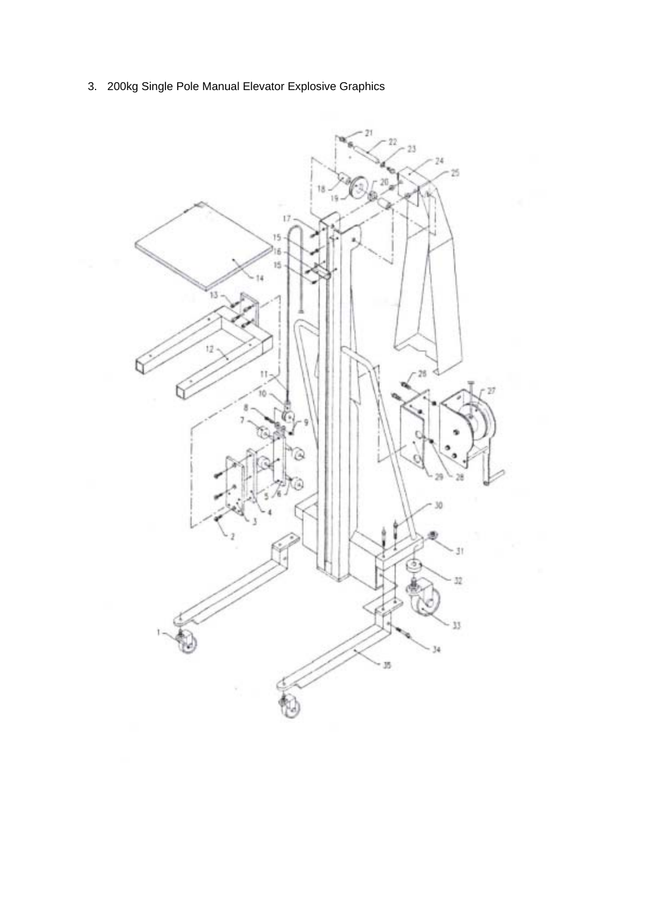3. 200kg Single Pole Manual Elevator Explosive Graphics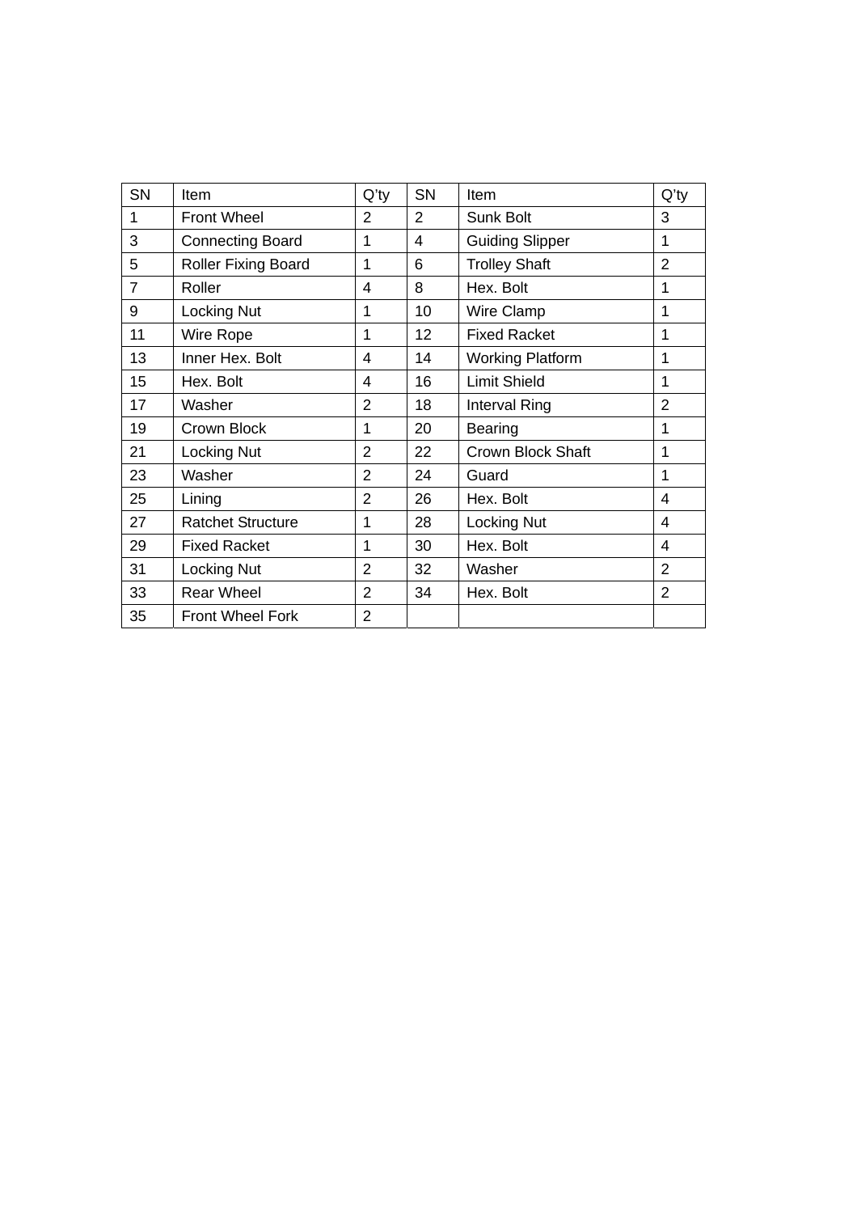| SN | Item | Q'ty | SN | Item | Q'ty |
|---|---|---|---|---|---|
| 1 | Front Wheel | 2 | 2 | Sunk Bolt | 3 |
| 3 | Connecting Board | 1 | 4 | Guiding Slipper | 1 |
| 5 | Roller Fixing Board | 1 | 6 | Trolley Shaft | 2 |
| 7 | Roller | 4 | 8 | Hex. Bolt | 1 |
| 9 | Locking Nut | 1 | 10 | Wire Clamp | 1 |
| 11 | Wire Rope | 1 | 12 | Fixed Racket | 1 |
| 13 | Inner Hex. Bolt | 4 | 14 | Working Platform | 1 |
| 15 | Hex. Bolt | 4 | 16 | Limit Shield | 1 |
| 17 | Washer | 2 | 18 | Interval Ring | 2 |
| 19 | Crown Block | 1 | 20 | Bearing | 1 |
| 21 | Locking Nut | 2 | 22 | Crown Block Shaft | 1 |
| 23 | Washer | 2 | 24 | Guard | 1 |
| 25 | Lining | 2 | 26 | Hex. Bolt | 4 |
| 27 | Ratchet Structure | 1 | 28 | Locking Nut | 4 |
| 29 | Fixed Racket | 1 | 30 | Hex. Bolt | 4 |
| 31 | Locking Nut | 2 | 32 | Washer | 2 |
| 33 | Rear Wheel | 2 | 34 | Hex. Bolt | 2 |
| 35 | Front Wheel Fork | 2 | | | |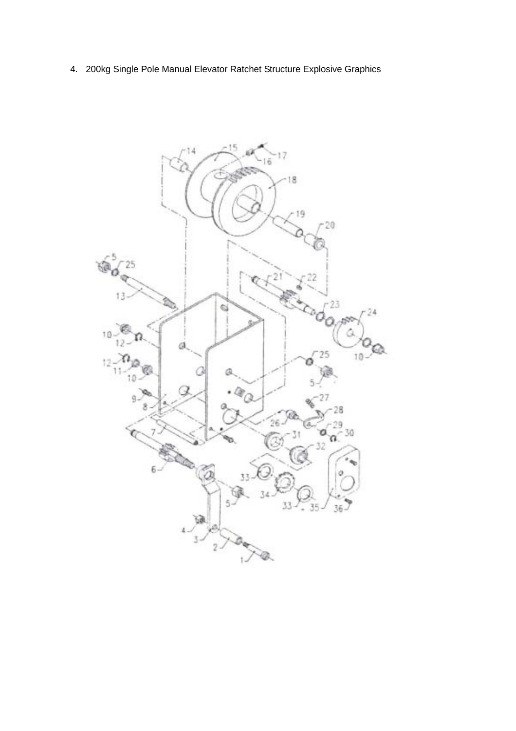4. 200kg Single Pole Manual Elevator Ratchet Structure Explosive Graphics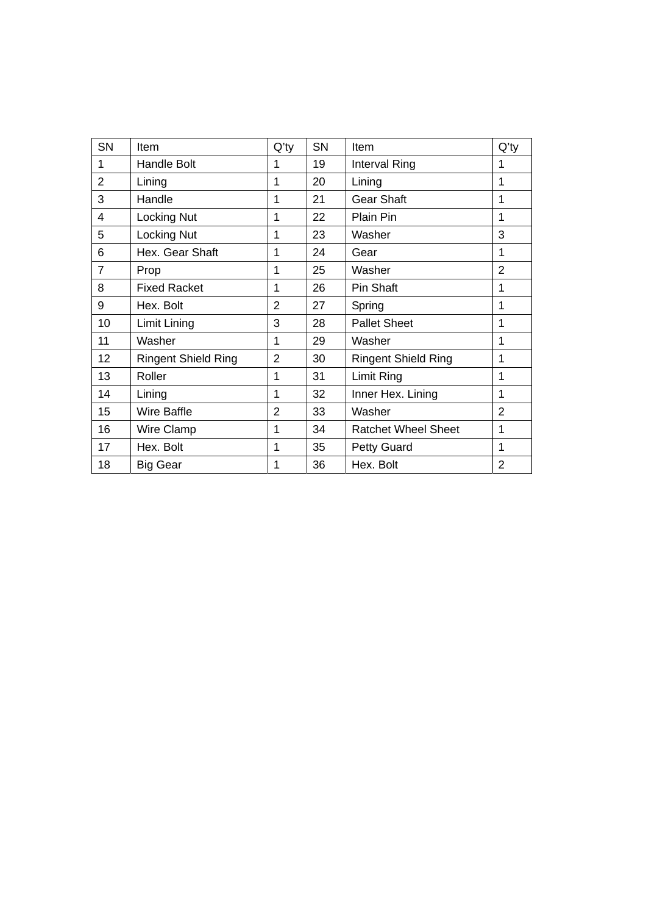| SN | Item | Q'ty | SN | Item | Q'ty |
|---|---|---|---|---|---|
| 1 | Handle Bolt | 1 | 19 | Interval Ring | 1 |
| 2 | Lining | 1 | 20 | Lining | 1 |
| 3 | Handle | 1 | 21 | Gear Shaft | 1 |
| 4 | Locking Nut | 1 | 22 | Plain Pin | 1 |
| 5 | Locking Nut | 1 | 23 | Washer | 3 |
| 6 | Hex. Gear Shaft | 1 | 24 | Gear | 1 |
| 7 | Prop | 1 | 25 | Washer | 2 |
| 8 | Fixed Racket | 1 | 26 | Pin Shaft | 1 |
| 9 | Hex. Bolt | 2 | 27 | Spring | 1 |
| 10 | Limit Lining | 3 | 28 | Pallet Sheet | 1 |
| 11 | Washer | 1 | 29 | Washer | 1 |
| 12 | Ringent Shield Ring | 2 | 30 | Ringent Shield Ring | 1 |
| 13 | Roller | 1 | 31 | Limit Ring | 1 |
| 14 | Lining | 1 | 32 | Inner Hex. Lining | 1 |
| 15 | Wire Baffle | 2 | 33 | Washer | 2 |
| 16 | Wire Clamp | 1 | 34 | Ratchet Wheel Sheet | 1 |
| 17 | Hex. Bolt | 1 | 35 | Petty Guard | 1 |
| 18 | Big Gear | 1 | 36 | Hex. Bolt | 2 |